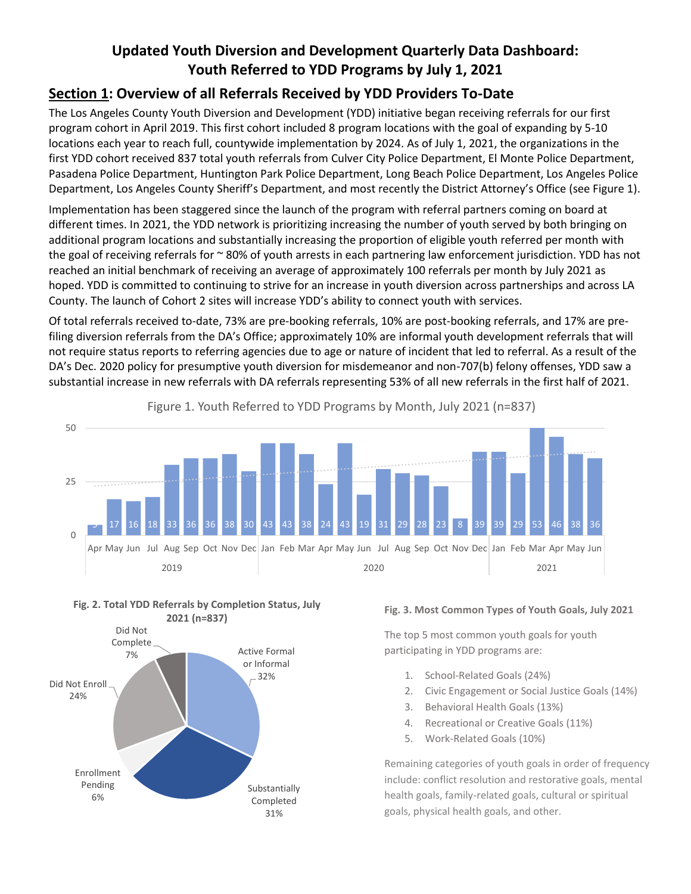# Updated Youth Diversion and Development Quarterly Data Dashboard: Youth Referred to YDD Programs by July 1, 2021

## Section 1: Overview of all Referrals Received by YDD Providers To-Date

The Los Angeles County Youth Diversion and Development (YDD) initiative began receiving referrals for our first program cohort in April 2019. This first cohort included 8 program locations with the goal of expanding by 5-10 locations each year to reach full, countywide implementation by 2024. As of July 1, 2021, the organizations in the first YDD cohort received 837 total youth referrals from Culver City Police Department, El Monte Police Department, Pasadena Police Department, Huntington Park Police Department, Long Beach Police Department, Los Angeles Police Department, Los Angeles County Sheriff's Department, and most recently the District Attorney's Office (see Figure 1).

Implementation has been staggered since the launch of the program with referral partners coming on board at different times. In 2021, the YDD network is prioritizing increasing the number of youth served by both bringing on additional program locations and substantially increasing the proportion of eligible youth referred per month with the goal of receiving referrals for ~ 80% of youth arrests in each partnering law enforcement jurisdiction. YDD has not reached an initial benchmark of receiving an average of approximately 100 referrals per month by July 2021 as hoped. YDD is committed to continuing to strive for an increase in youth diversion across partnerships and across LA County. The launch of Cohort 2 sites will increase YDD's ability to connect youth with services.

Of total referrals received to-date, 73% are pre-booking referrals, 10% are post-booking referrals, and 17% are pre-filing diversion referrals from the DA's Office; approximately 10% are informal youth development referrals that will not require status reports to referring agencies due to age or nature of incident that led to referral. As a result of the DA's Dec. 2020 policy for presumptive youth diversion for misdemeanor and non-707(b) felony offenses, YDD saw a substantial increase in new referrals with DA referrals representing 53% of all new referrals in the first half of 2021.

Figure 1. Youth Referred to YDD Programs by Month, July 2021 (n=837)

| Year | Month | Referrals |
|---|---|---|
| 2019 | Apr | 5 |
| 2019 | May | 17 |
| 2019 | Jun | 16 |
| 2019 | Jul | 18 |
| 2019 | Aug | 33 |
| 2019 | Sep | 36 |
| 2019 | Oct | 36 |
| 2019 | Nov | 38 |
| 2019 | Dec | 30 |
| 2020 | Jan | 43 |
| 2020 | Feb | 43 |
| 2020 | Mar | 38 |
| 2020 | Apr | 24 |
| 2020 | May | 43 |
| 2020 | Jun | 19 |
| 2020 | Jul | 31 |
| 2020 | Aug | 29 |
| 2020 | Sep | 28 |
| 2020 | Oct | 23 |
| 2020 | Nov | 8 |
| 2020 | Dec | 39 |
| 2021 | Jan | 39 |
| 2021 | Feb | 29 |
| 2021 | Mar | 53 |
| 2021 | Apr | 46 |
| 2021 | May | 38 |
| 2021 | Jun | 36 |

**Fig. 2. Total YDD Referrals by Completion Status, July 2021 (n=837)**

| Status | Percent |
|---|---|
| Active Formal or Informal | 32% |
| Substantially Completed | 31% |
| Enrollment Pending | 6% |
| Did Not Enroll | 24% |
| Did Not Complete | 7% |

**Fig. 3. Most Common Types of Youth Goals, July 2021**

The top 5 most common youth goals for youth participating in YDD programs are:

1. School-Related Goals (24%)
2. Civic Engagement or Social Justice Goals (14%)
3. Behavioral Health Goals (13%)
4. Recreational or Creative Goals (11%)
5. Work-Related Goals (10%)

Remaining categories of youth goals in order of frequency include: conflict resolution and restorative goals, mental health goals, family-related goals, cultural or spiritual goals, physical health goals, and other.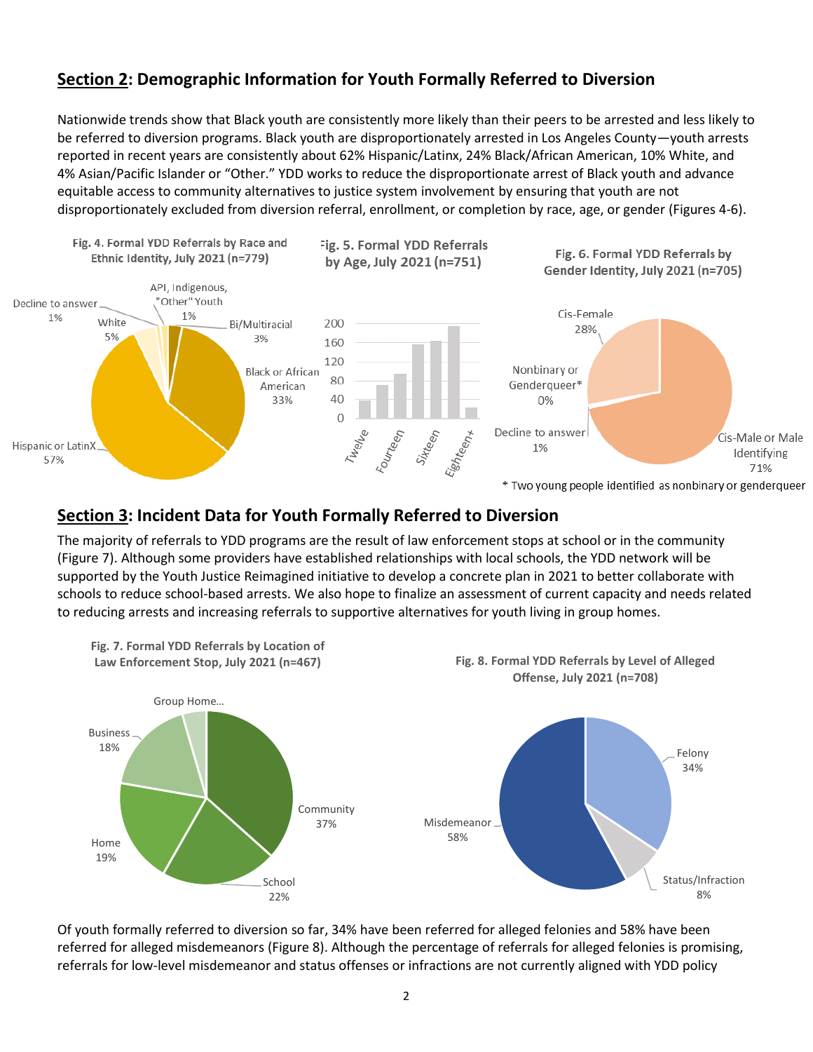## **Section 2**: Demographic Information for Youth Formally Referred to Diversion

Nationwide trends show that Black youth are consistently more likely than their peers to be arrested and less likely to be referred to diversion programs. Black youth are disproportionately arrested in Los Angeles County—youth arrests reported in recent years are consistently about 62% Hispanic/Latinx, 24% Black/African American, 10% White, and 4% Asian/Pacific Islander or "Other." YDD works to reduce the disproportionate arrest of Black youth and advance equitable access to community alternatives to justice system involvement by ensuring that youth are not disproportionately excluded from diversion referral, enrollment, or completion by race, age, or gender (Figures 4-6).

**Fig. 4. Formal YDD Referrals by Race and Ethnic Identity, July 2021 (n=779)**

| Race/Ethnic Identity | Percent |
|---|---|
| Hispanic or LatinX | 57% |
| Black or African American | 33% |
| White | 5% |
| Bi/Multiracial | 3% |
| API, Indigenous, "Other" Youth | 1% |
| Decline to answer | 1% |

**Fig. 5. Formal YDD Referrals by Age, July 2021 (n=751)**

(Bar chart with ages Twelve through Eighteen+; axis 0–200.)

**Fig. 6. Formal YDD Referrals by Gender Identity, July 2021 (n=705)**

| Gender Identity | Percent |
|---|---|
| Cis-Male or Male Identifying | 71% |
| Cis-Female | 28% |
| Nonbinary or Genderqueer* | 0% |
| Decline to answer | 1% |

\* Two young people identified as nonbinary or genderqueer

## **Section 3**: Incident Data for Youth Formally Referred to Diversion

The majority of referrals to YDD programs are the result of law enforcement stops at school or in the community (Figure 7). Although some providers have established relationships with local schools, the YDD network will be supported by the Youth Justice Reimagined initiative to develop a concrete plan in 2021 to better collaborate with schools to reduce school-based arrests. We also hope to finalize an assessment of current capacity and needs related to reducing arrests and increasing referrals to supportive alternatives for youth living in group homes.

**Fig. 7. Formal YDD Referrals by Location of Law Enforcement Stop, July 2021 (n=467)**

| Location | Percent |
|---|---|
| Community | 37% |
| School | 22% |
| Home | 19% |
| Business | 18% |
| Group Home... | |

**Fig. 8. Formal YDD Referrals by Level of Alleged Offense, July 2021 (n=708)**

| Level of Alleged Offense | Percent |
|---|---|
| Misdemeanor | 58% |
| Felony | 34% |
| Status/Infraction | 8% |

Of youth formally referred to diversion so far, 34% have been referred for alleged felonies and 58% have been referred for alleged misdemeanors (Figure 8). Although the percentage of referrals for alleged felonies is promising, referrals for low-level misdemeanor and status offenses or infractions are not currently aligned with YDD policy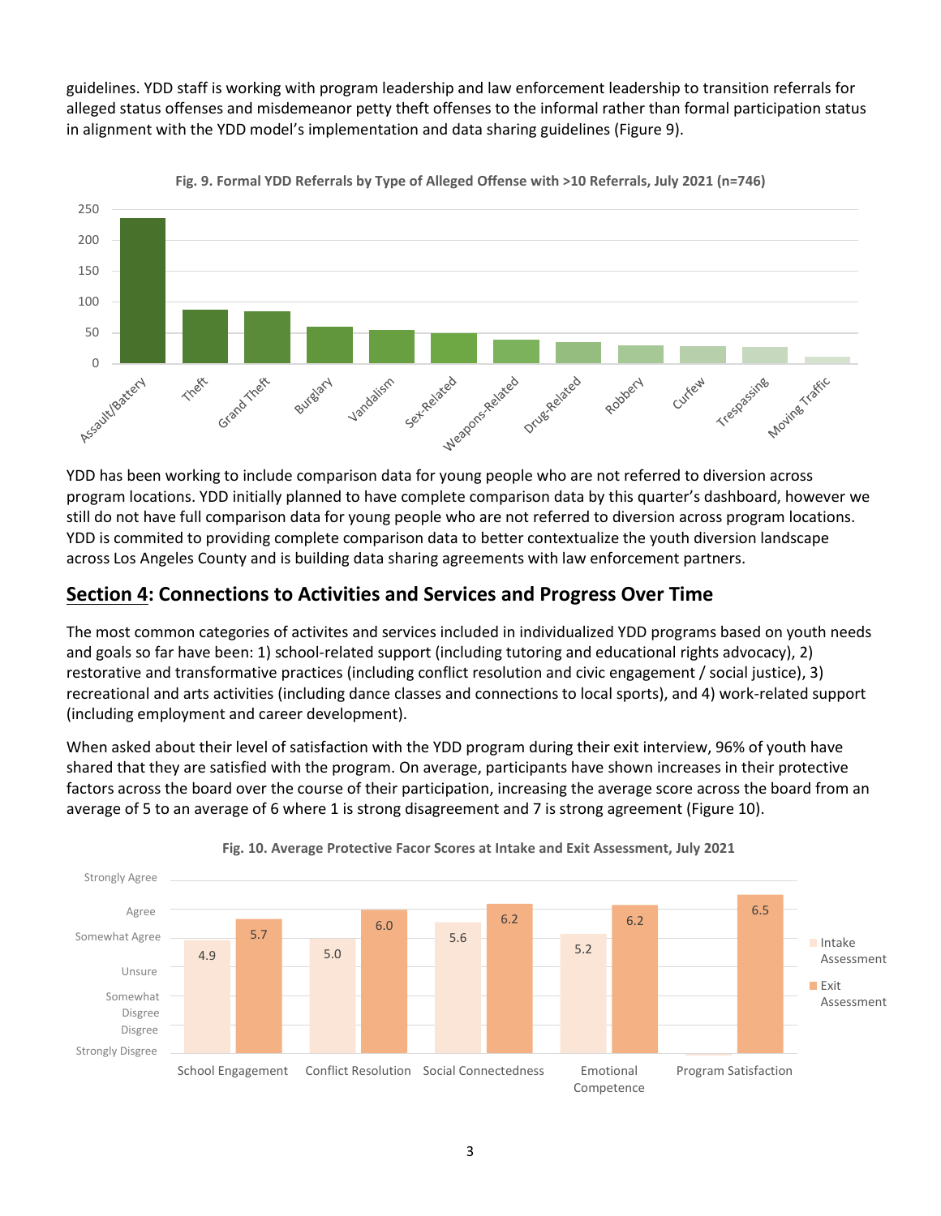guidelines. YDD staff is working with program leadership and law enforcement leadership to transition referrals for alleged status offenses and misdemeanor petty theft offenses to the informal rather than formal participation status in alignment with the YDD model's implementation and data sharing guidelines (Figure 9).

**Fig. 9. Formal YDD Referrals by Type of Alleged Offense with >10 Referrals, July 2021 (n=746)**

YDD has been working to include comparison data for young people who are not referred to diversion across program locations. YDD initially planned to have complete comparison data by this quarter's dashboard, however we still do not have full comparison data for young people who are not referred to diversion across program locations. YDD is commited to providing complete comparison data to better contextualize the youth diversion landscape across Los Angeles County and is building data sharing agreements with law enforcement partners.

## **<u>Section 4</u>: Connections to Activities and Services and Progress Over Time**

The most common categories of activites and services included in individualized YDD programs based on youth needs and goals so far have been: 1) school-related support (including tutoring and educational rights advocacy), 2) restorative and transformative practices (including conflict resolution and civic engagement / social justice), 3) recreational and arts activities (including dance classes and connections to local sports), and 4) work-related support (including employment and career development).

When asked about their level of satisfaction with the YDD program during their exit interview, 96% of youth have shared that they are satisfied with the program. On average, participants have shown increases in their protective factors across the board over the course of their participation, increasing the average score across the board from an average of 5 to an average of 6 where 1 is strong disagreement and 7 is strong agreement (Figure 10).

**Fig. 10. Average Protective Facor Scores at Intake and Exit Assessment, July 2021**

| | Intake Assessment | Exit Assessment |
|---|---|---|
| School Engagement | 4.9 | 5.7 |
| Conflict Resolution | 5.0 | 6.0 |
| Social Connectedness | 5.6 | 6.2 |
| Emotional Competence | 5.2 | 6.2 |
| Program Satisfaction | | 6.5 |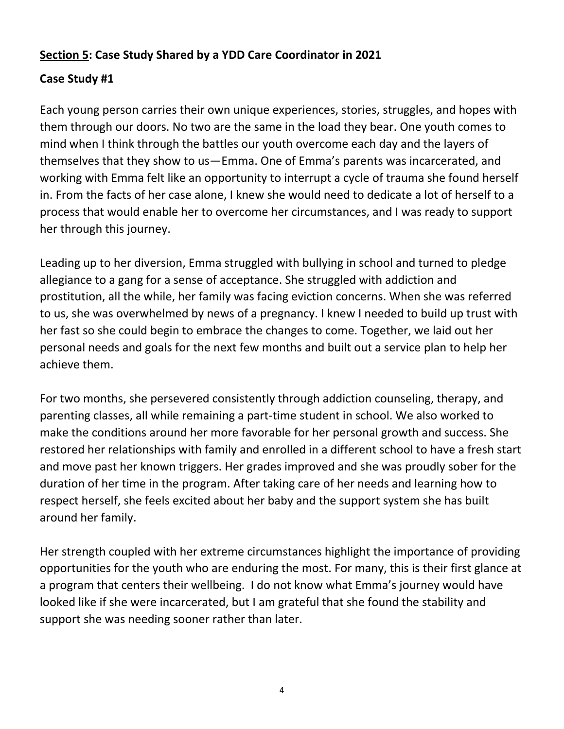## <u>Section 5</u>: Case Study Shared by a YDD Care Coordinator in 2021

### Case Study #1

Each young person carries their own unique experiences, stories, struggles, and hopes with them through our doors. No two are the same in the load they bear. One youth comes to mind when I think through the battles our youth overcome each day and the layers of themselves that they show to us—Emma. One of Emma's parents was incarcerated, and working with Emma felt like an opportunity to interrupt a cycle of trauma she found herself in. From the facts of her case alone, I knew she would need to dedicate a lot of herself to a process that would enable her to overcome her circumstances, and I was ready to support her through this journey.

Leading up to her diversion, Emma struggled with bullying in school and turned to pledge allegiance to a gang for a sense of acceptance. She struggled with addiction and prostitution, all the while, her family was facing eviction concerns. When she was referred to us, she was overwhelmed by news of a pregnancy. I knew I needed to build up trust with her fast so she could begin to embrace the changes to come. Together, we laid out her personal needs and goals for the next few months and built out a service plan to help her achieve them.

For two months, she persevered consistently through addiction counseling, therapy, and parenting classes, all while remaining a part-time student in school. We also worked to make the conditions around her more favorable for her personal growth and success. She restored her relationships with family and enrolled in a different school to have a fresh start and move past her known triggers. Her grades improved and she was proudly sober for the duration of her time in the program. After taking care of her needs and learning how to respect herself, she feels excited about her baby and the support system she has built around her family.

Her strength coupled with her extreme circumstances highlight the importance of providing opportunities for the youth who are enduring the most. For many, this is their first glance at a program that centers their wellbeing. I do not know what Emma's journey would have looked like if she were incarcerated, but I am grateful that she found the stability and support she was needing sooner rather than later.